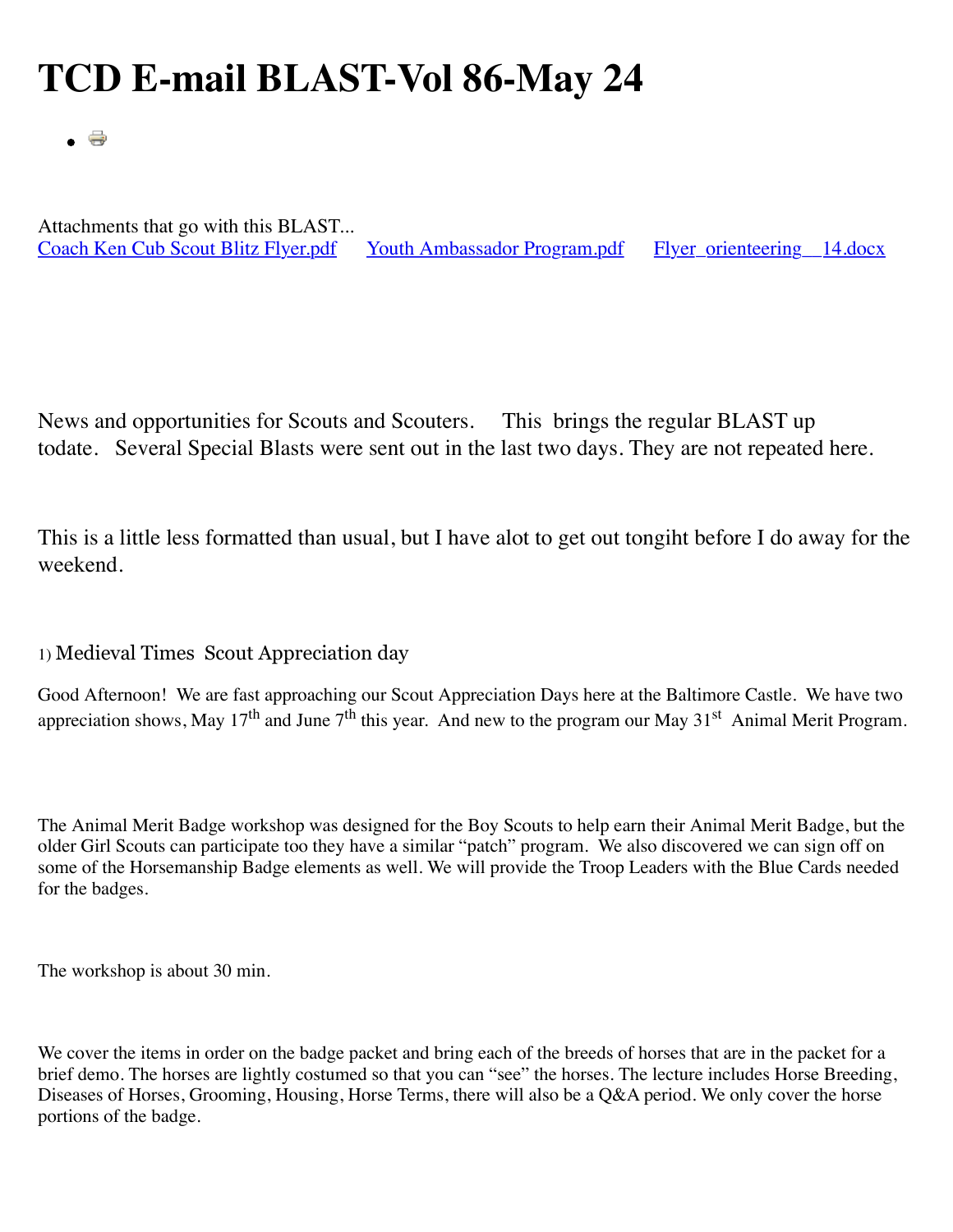# TCD E-mail BLAST-Vol 86-May 24

- 

Attachments that go with this BLAST...
[Coach Ken Cub Scout Blitz Flyer.pdf] [Youth Ambassador Program.pdf] [Flyer_orienteering__14.docx]

News and opportunities for Scouts and Scouters. This brings the regular BLAST up todate. Several Special Blasts were sent out in the last two days. They are not repeated here.

This is a little less formatted than usual, but I have alot to get out tongiht before I do away for the weekend.

1) Medieval Times Scout Appreciation day

Good Afternoon! We are fast approaching our Scout Appreciation Days here at the Baltimore Castle. We have two appreciation shows, May 17th and June 7th this year. And new to the program our May 31st Animal Merit Program.

The Animal Merit Badge workshop was designed for the Boy Scouts to help earn their Animal Merit Badge, but the older Girl Scouts can participate too they have a similar "patch" program. We also discovered we can sign off on some of the Horsemanship Badge elements as well. We will provide the Troop Leaders with the Blue Cards needed for the badges.

The workshop is about 30 min.

We cover the items in order on the badge packet and bring each of the breeds of horses that are in the packet for a brief demo. The horses are lightly costumed so that you can "see" the horses. The lecture includes Horse Breeding, Diseases of Horses, Grooming, Housing, Horse Terms, there will also be a Q&A period. We only cover the horse portions of the badge.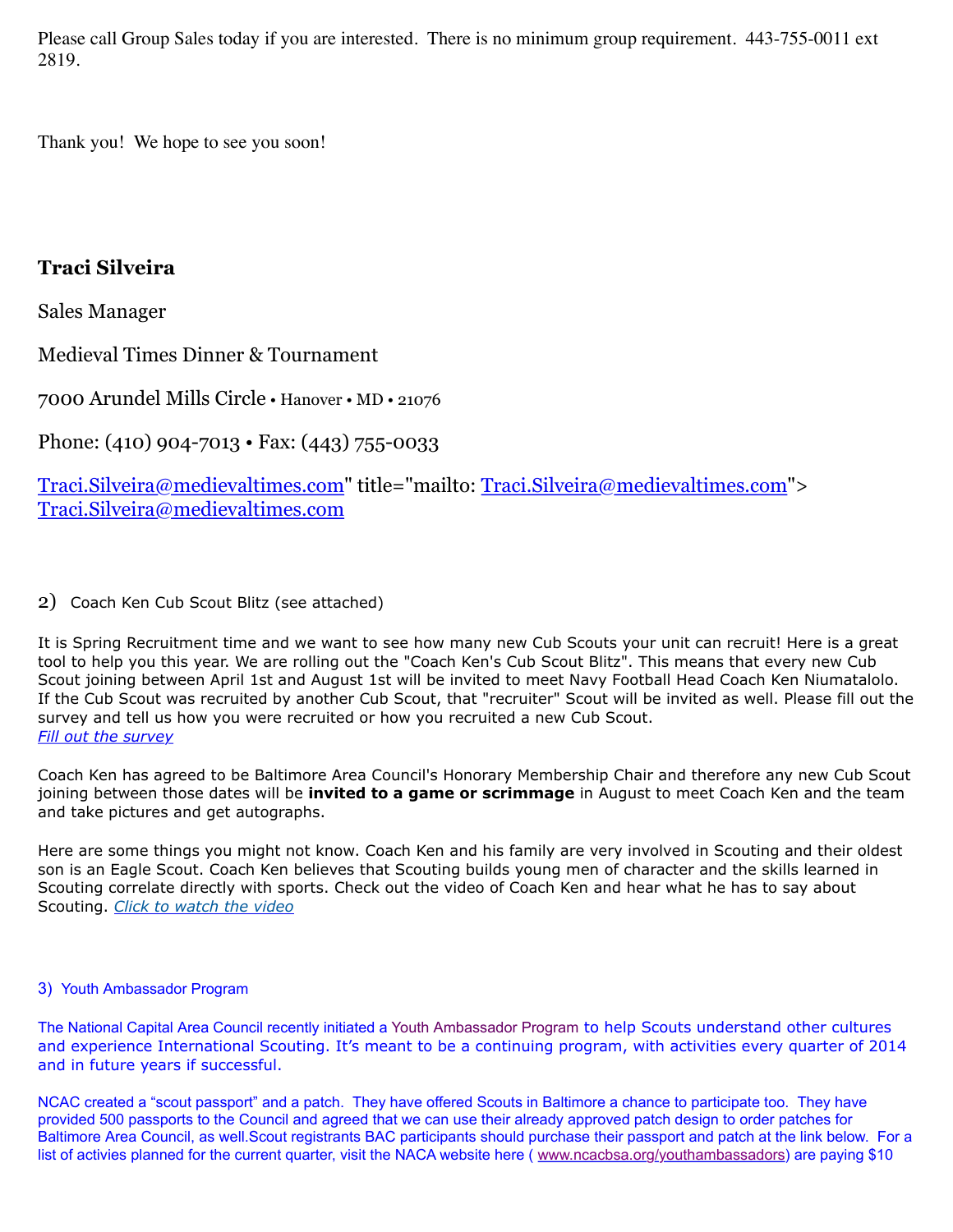Please call Group Sales today if you are interested. There is no minimum group requirement. 443-755-0011 ext 2819.

Thank you! We hope to see you soon!

**Traci Silveira**

Sales Manager

Medieval Times Dinner & Tournament

7000 Arundel Mills Circle • Hanover • MD • 21076

Phone: (410) 904-7013 • Fax: (443) 755-0033

Traci.Silveira@medievaltimes.com" title="mailto: Traci.Silveira@medievaltimes.com"> Traci.Silveira@medievaltimes.com

2) Coach Ken Cub Scout Blitz (see attached)

It is Spring Recruitment time and we want to see how many new Cub Scouts your unit can recruit! Here is a great tool to help you this year. We are rolling out the "Coach Ken's Cub Scout Blitz". This means that every new Cub Scout joining between April 1st and August 1st will be invited to meet Navy Football Head Coach Ken Niumatalolo. If the Cub Scout was recruited by another Cub Scout, that "recruiter" Scout will be invited as well. Please fill out the survey and tell us how you were recruited or how you recruited a new Cub Scout.
*Fill out the survey*

Coach Ken has agreed to be Baltimore Area Council's Honorary Membership Chair and therefore any new Cub Scout joining between those dates will be **invited to a game or scrimmage** in August to meet Coach Ken and the team and take pictures and get autographs.

Here are some things you might not know. Coach Ken and his family are very involved in Scouting and their oldest son is an Eagle Scout. Coach Ken believes that Scouting builds young men of character and the skills learned in Scouting correlate directly with sports. Check out the video of Coach Ken and hear what he has to say about Scouting. *Click to watch the video*

3) Youth Ambassador Program

The National Capital Area Council recently initiated a Youth Ambassador Program to help Scouts understand other cultures and experience International Scouting. It's meant to be a continuing program, with activities every quarter of 2014 and in future years if successful.

NCAC created a "scout passport" and a patch. They have offered Scouts in Baltimore a chance to participate too. They have provided 500 passports to the Council and agreed that we can use their already approved patch design to order patches for Baltimore Area Council, as well.Scout registrants BAC participants should purchase their passport and patch at the link below. For a list of activies planned for the current quarter, visit the NACA website here ( www.ncacbsa.org/youthambassadors) are paying $10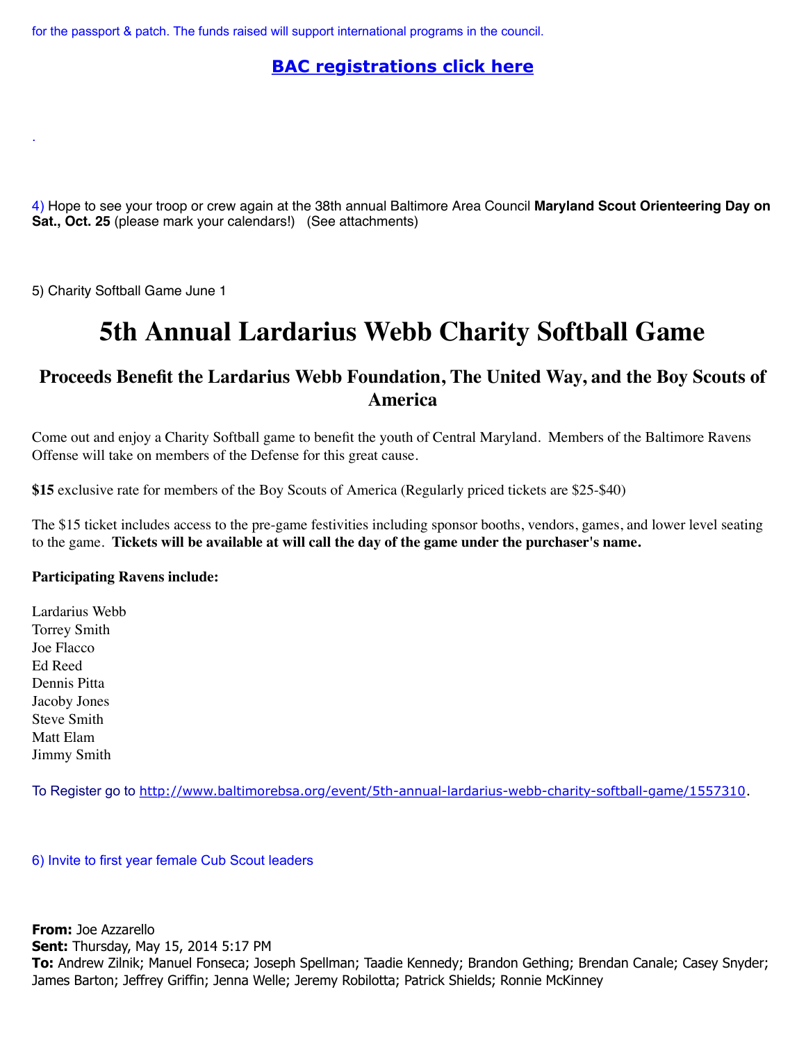for the passport & patch. The funds raised will support international programs in the council.

**BAC registrations click here**

.

4) Hope to see your troop or crew again at the 38th annual Baltimore Area Council **Maryland Scout Orienteering Day on Sat., Oct. 25** (please mark your calendars!) (See attachments)

5) Charity Softball Game June 1

# 5th Annual Lardarius Webb Charity Softball Game

## Proceeds Benefit the Lardarius Webb Foundation, The United Way, and the Boy Scouts of America

Come out and enjoy a Charity Softball game to benefit the youth of Central Maryland. Members of the Baltimore Ravens Offense will take on members of the Defense for this great cause.

**$15** exclusive rate for members of the Boy Scouts of America (Regularly priced tickets are $25-$40)

The $15 ticket includes access to the pre-game festivities including sponsor booths, vendors, games, and lower level seating to the game. **Tickets will be available at will call the day of the game under the purchaser's name.**

**Participating Ravens include:**

Lardarius Webb
Torrey Smith
Joe Flacco
Ed Reed
Dennis Pitta
Jacoby Jones
Steve Smith
Matt Elam
Jimmy Smith

To Register go to http://www.baltimorebsa.org/event/5th-annual-lardarius-webb-charity-softball-game/1557310.

6) Invite to first year female Cub Scout leaders

**From:** Joe Azzarello
**Sent:** Thursday, May 15, 2014 5:17 PM
**To:** Andrew Zilnik; Manuel Fonseca; Joseph Spellman; Taadie Kennedy; Brandon Gething; Brendan Canale; Casey Snyder; James Barton; Jeffrey Griffin; Jenna Welle; Jeremy Robilotta; Patrick Shields; Ronnie McKinney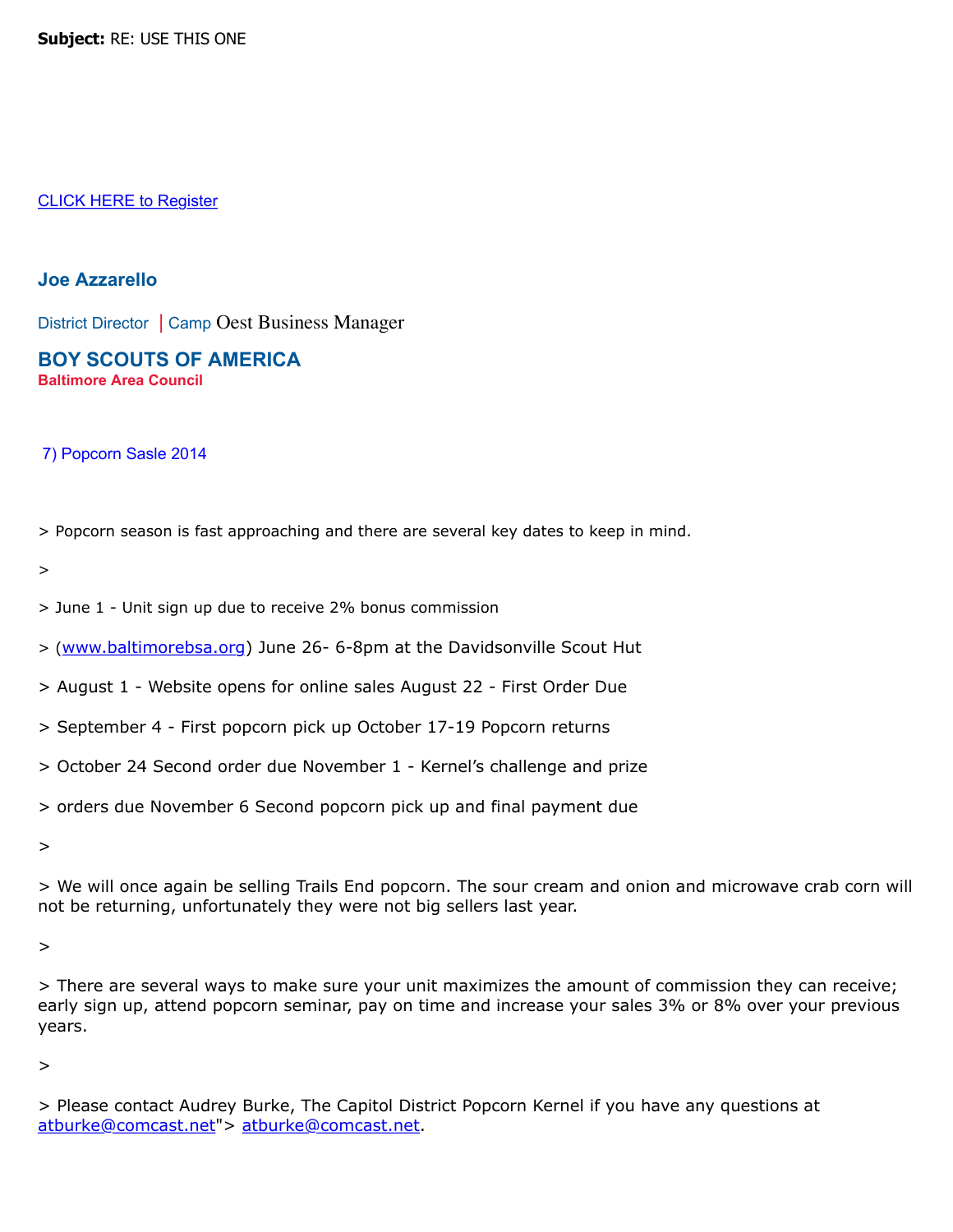**Subject:** RE: USE THIS ONE

CLICK HERE to Register

**Joe Azzarello**

District Director | Camp Oest Business Manager

**BOY SCOUTS OF AMERICA**
**Baltimore Area Council**

7) Popcorn Sasle 2014

> Popcorn season is fast approaching and there are several key dates to keep in mind.

>

> June 1 - Unit sign up due to receive 2% bonus commission

> (www.baltimorebsa.org) June 26- 6-8pm at the Davidsonville Scout Hut

> August 1 - Website opens for online sales August 22 - First Order Due

> September 4 - First popcorn pick up October 17-19 Popcorn returns

> October 24 Second order due November 1 - Kernel's challenge and prize

> orders due November 6 Second popcorn pick up and final payment due

>

> We will once again be selling Trails End popcorn. The sour cream and onion and microwave crab corn will not be returning, unfortunately they were not big sellers last year.

>

> There are several ways to make sure your unit maximizes the amount of commission they can receive; early sign up, attend popcorn seminar, pay on time and increase your sales 3% or 8% over your previous years.

>

> Please contact Audrey Burke, The Capitol District Popcorn Kernel if you have any questions at atburke@comcast.net"> atburke@comcast.net.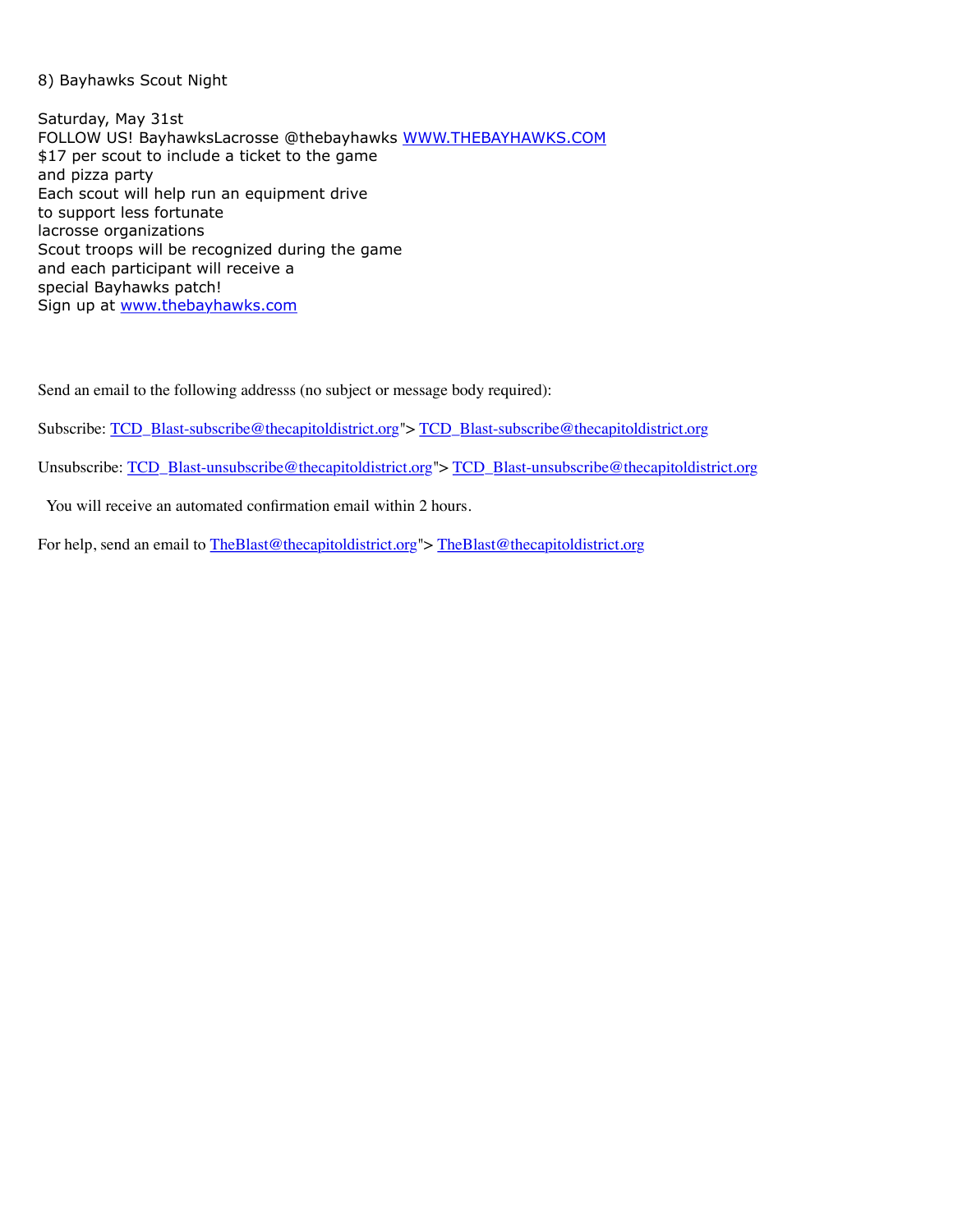8) Bayhawks Scout Night

Saturday, May 31st  
FOLLOW US! BayhawksLacrosse @thebayhawks WWW.THEBAYHAWKS.COM  
$17 per scout to include a ticket to the game  
and pizza party  
Each scout will help run an equipment drive  
to support less fortunate  
lacrosse organizations  
Scout troops will be recognized during the game  
and each participant will receive a  
special Bayhawks patch!  
Sign up at www.thebayhawks.com

Send an email to the following addresss (no subject or message body required):

Subscribe: TCD_Blast-subscribe@thecapitoldistrict.org"> TCD_Blast-subscribe@thecapitoldistrict.org

Unsubscribe: TCD_Blast-unsubscribe@thecapitoldistrict.org"> TCD_Blast-unsubscribe@thecapitoldistrict.org

You will receive an automated confirmation email within 2 hours.

For help, send an email to TheBlast@thecapitoldistrict.org"> TheBlast@thecapitoldistrict.org